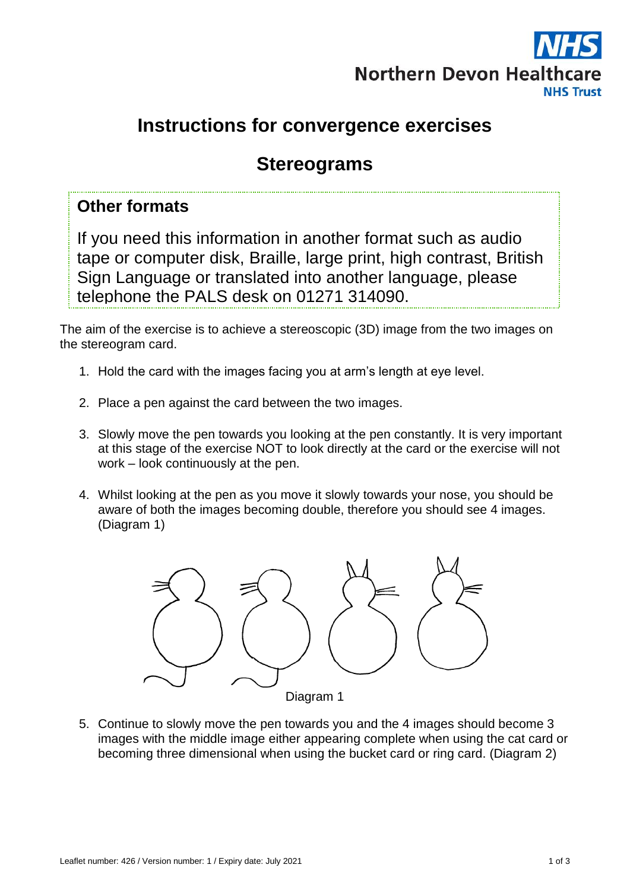Northern Devon Healthcare NHS Trust

# Instructions for convergence exercises

## Stereograms

### Other formats

If you need this information in another format such as audio tape or computer disk, Braille, large print, high contrast, British Sign Language or translated into another language, please telephone the PALS desk on 01271 314090.

The aim of the exercise is to achieve a stereoscopic (3D) image from the two images on the stereogram card.

1. Hold the card with the images facing you at arm's length at eye level.
2. Place a pen against the card between the two images.
3. Slowly move the pen towards you looking at the pen constantly. It is very important at this stage of the exercise NOT to look directly at the card or the exercise will not work – look continuously at the pen.
4. Whilst looking at the pen as you move it slowly towards your nose, you should be aware of both the images becoming double, therefore you should see 4 images. (Diagram 1)

Diagram 1

5. Continue to slowly move the pen towards you and the 4 images should become 3 images with the middle image either appearing complete when using the cat card or becoming three dimensional when using the bucket card or ring card. (Diagram 2)

Leaflet number: 426 / Version number: 1 / Expiry date: July 2021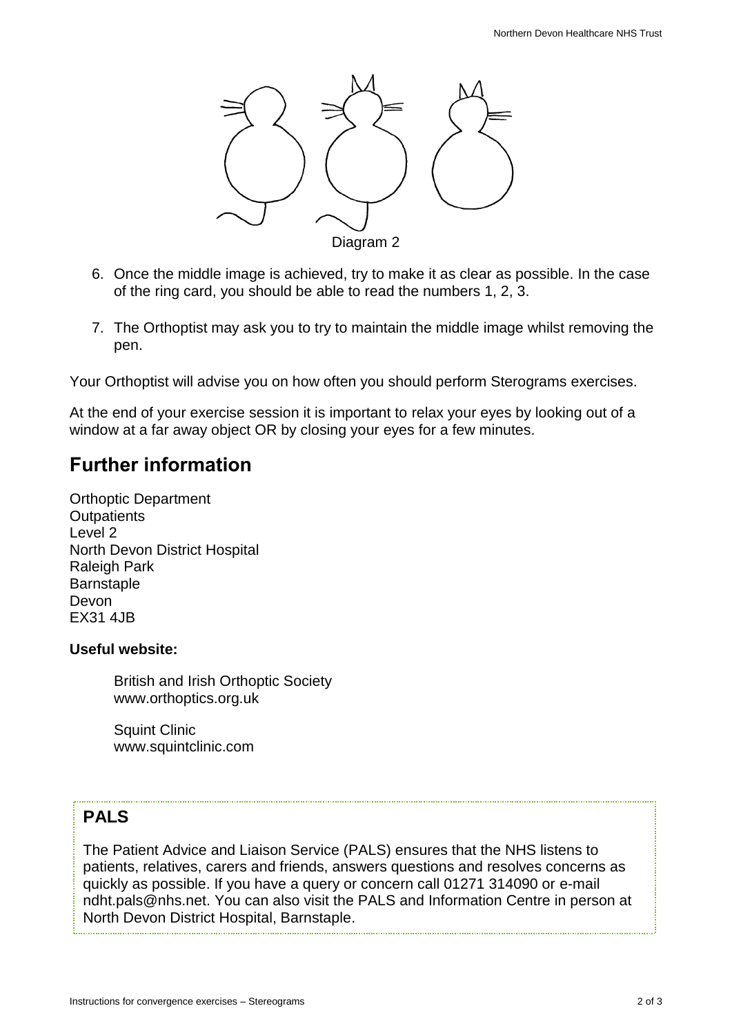Diagram 2

6. Once the middle image is achieved, try to make it as clear as possible. In the case of the ring card, you should be able to read the numbers 1, 2, 3.
7. The Orthoptist may ask you to try to maintain the middle image whilst removing the pen.

Your Orthoptist will advise you on how often you should perform Sterograms exercises.

At the end of your exercise session it is important to relax your eyes by looking out of a window at a far away object OR by closing your eyes for a few minutes.

## Further information

Orthoptic Department
Outpatients
Level 2
North Devon District Hospital
Raleigh Park
Barnstaple
Devon
EX31 4JB

**Useful website:**

British and Irish Orthoptic Society
www.orthoptics.org.uk

Squint Clinic
www.squintclinic.com

### PALS

The Patient Advice and Liaison Service (PALS) ensures that the NHS listens to patients, relatives, carers and friends, answers questions and resolves concerns as quickly as possible. If you have a query or concern call 01271 314090 or e-mail ndht.pals@nhs.net. You can also visit the PALS and Information Centre in person at North Devon District Hospital, Barnstaple.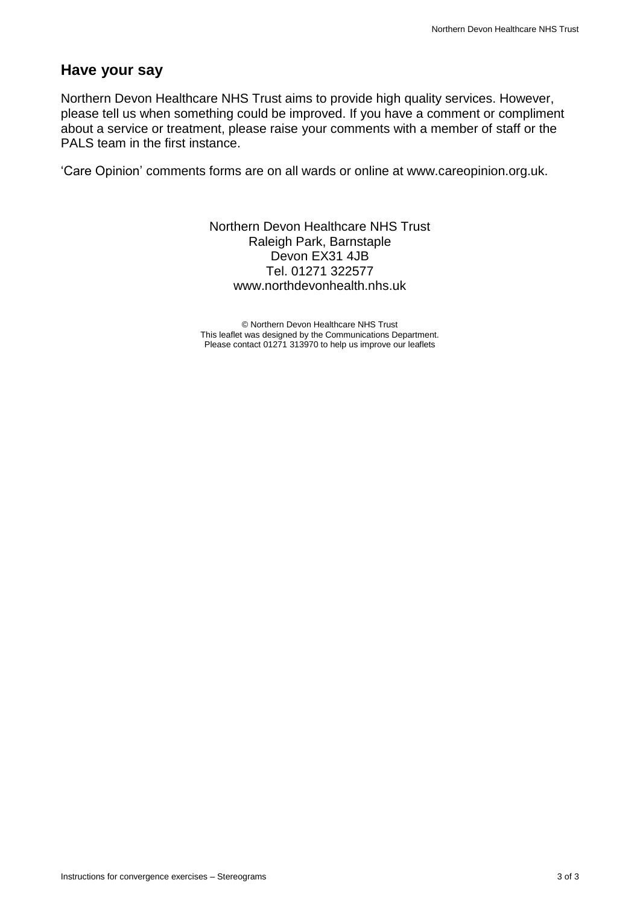## Have your say

Northern Devon Healthcare NHS Trust aims to provide high quality services. However, please tell us when something could be improved. If you have a comment or compliment about a service or treatment, please raise your comments with a member of staff or the PALS team in the first instance.

'Care Opinion' comments forms are on all wards or online at www.careopinion.org.uk.

Northern Devon Healthcare NHS Trust
Raleigh Park, Barnstaple
Devon EX31 4JB
Tel. 01271 322577
www.northdevonhealth.nhs.uk

© Northern Devon Healthcare NHS Trust
This leaflet was designed by the Communications Department.
Please contact 01271 313970 to help us improve our leaflets